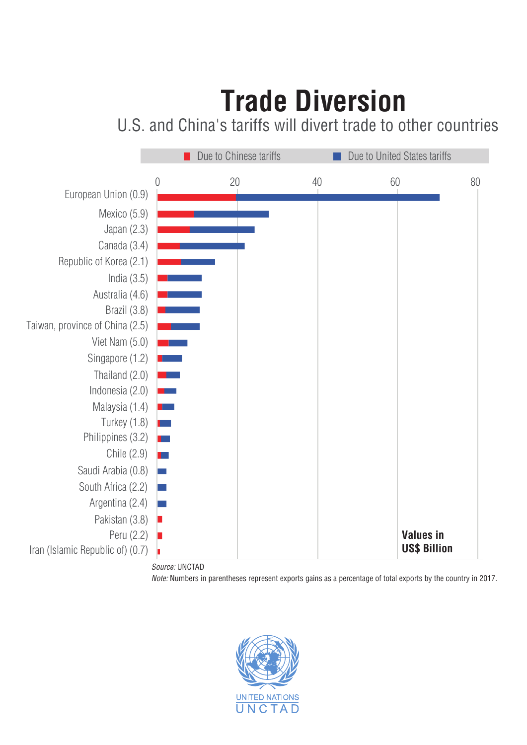# Trade Diversion

U.S. and China's tariffs will divert trade to other countries

Due to Chinese tariffs | Due to United States tariffs

0 | 20 | 40 | 60 | 80

European Union (0.9)
Mexico (5.9)
Japan (2.3)
Canada (3.4)
Republic of Korea (2.1)
India (3.5)
Australia (4.6)
Brazil (3.8)
Taiwan, province of China (2.5)
Viet Nam (5.0)
Singapore (1.2)
Thailand (2.0)
Indonesia (2.0)
Malaysia (1.4)
Turkey (1.8)
Philippines (3.2)
Chile (2.9)
Saudi Arabia (0.8)
South Africa (2.2)
Argentina (2.4)
Pakistan (3.8)
Peru (2.2)
Iran (Islamic Republic of) (0.7)

**Values in US$ Billion**

*Source:* UNCTAD

*Note:* Numbers in parentheses represent exports gains as a percentage of total exports by the country in 2017.

UNITED NATIONS
UNCTAD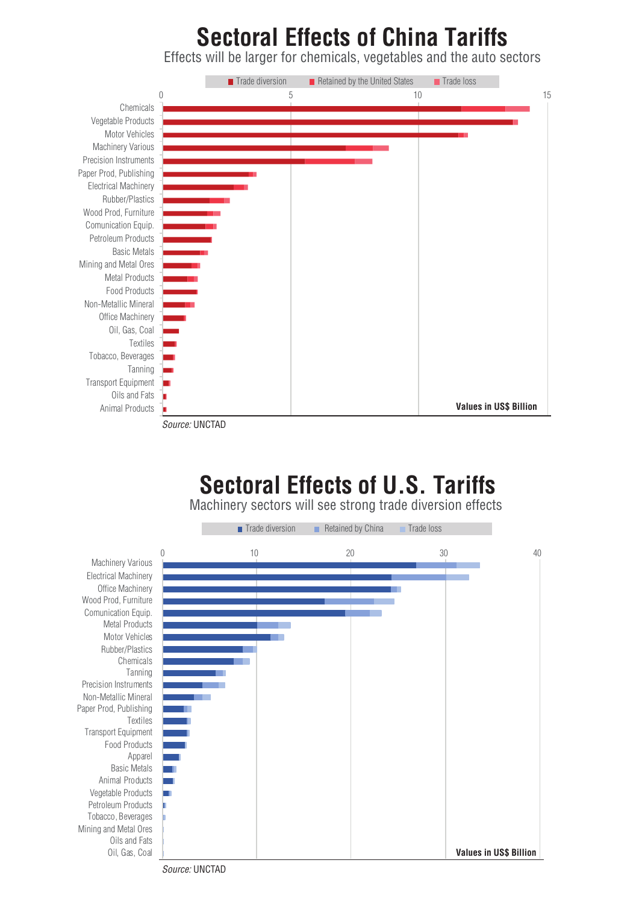# Sectoral Effects of China Tariffs

Effects will be larger for chemicals, vegetables and the auto sectors

Trade diversion
Retained by the United States
Trade loss

0
5
10
15

Chemicals
Vegetable Products
Motor Vehicles
Machinery Various
Precision Instruments
Paper Prod, Publishing
Electrical Machinery
Rubber/Plastics
Wood Prod, Furniture
Comunication Equip.
Petroleum Products
Basic Metals
Mining and Metal Ores
Metal Products
Food Products
Non-Metallic Mineral
Office Machinery
Oil, Gas, Coal
Textiles
Tobacco, Beverages
Tanning
Transport Equipment
Oils and Fats
Animal Products

**Values in US$ Billion**

*Source:* UNCTAD

# Sectoral Effects of U.S. Tariffs

Machinery sectors will see strong trade diversion effects

Trade diversion
Retained by China
Trade loss

0
10
20
30
40

Machinery Various
Electrical Machinery
Office Machinery
Wood Prod, Furniture
Comunication Equip.
Metal Products
Motor Vehicles
Rubber/Plastics
Chemicals
Tanning
Precision Instruments
Non-Metallic Mineral
Paper Prod, Publishing
Textiles
Transport Equipment
Food Products
Apparel
Basic Metals
Animal Products
Vegetable Products
Petroleum Products
Tobacco, Beverages
Mining and Metal Ores
Oils and Fats
Oil, Gas, Coal

**Values in US$ Billion**

*Source:* UNCTAD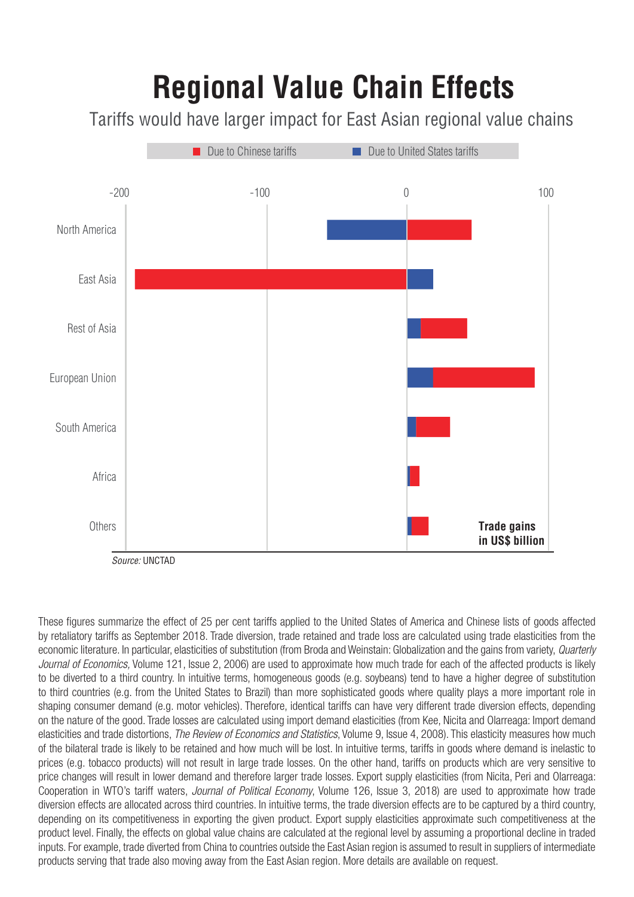# Regional Value Chain Effects

Tariffs would have larger impact for East Asian regional value chains

Due to Chinese tariffs
Due to United States tariffs

-200
-100
0
100

North America
East Asia
Rest of Asia
European Union
South America
Africa
Others

**Trade gains in US$ billion**

*Source:* UNCTAD

These figures summarize the effect of 25 per cent tariffs applied to the United States of America and Chinese lists of goods affected by retaliatory tariffs as September 2018. Trade diversion, trade retained and trade loss are calculated using trade elasticities from the economic literature. In particular, elasticities of substitution (from Broda and Weinstain: Globalization and the gains from variety, *Quarterly Journal of Economics,* Volume 121, Issue 2, 2006) are used to approximate how much trade for each of the affected products is likely to be diverted to a third country. In intuitive terms, homogeneous goods (e.g. soybeans) tend to have a higher degree of substitution to third countries (e.g. from the United States to Brazil) than more sophisticated goods where quality plays a more important role in shaping consumer demand (e.g. motor vehicles). Therefore, identical tariffs can have very different trade diversion effects, depending on the nature of the good. Trade losses are calculated using import demand elasticities (from Kee, Nicita and Olarreaga: Import demand elasticities and trade distortions, *The Review of Economics and Statistics*, Volume 9, Issue 4, 2008). This elasticity measures how much of the bilateral trade is likely to be retained and how much will be lost. In intuitive terms, tariffs in goods where demand is inelastic to prices (e.g. tobacco products) will not result in large trade losses. On the other hand, tariffs on products which are very sensitive to price changes will result in lower demand and therefore larger trade losses. Export supply elasticities (from Nicita, Peri and Olarreaga: Cooperation in WTO's tariff waters, *Journal of Political Economy*, Volume 126, Issue 3, 2018) are used to approximate how trade diversion effects are allocated across third countries. In intuitive terms, the trade diversion effects are to be captured by a third country, depending on its competitiveness in exporting the given product. Export supply elasticities approximate such competitiveness at the product level. Finally, the effects on global value chains are calculated at the regional level by assuming a proportional decline in traded inputs. For example, trade diverted from China to countries outside the East Asian region is assumed to result in suppliers of intermediate products serving that trade also moving away from the East Asian region. More details are available on request.